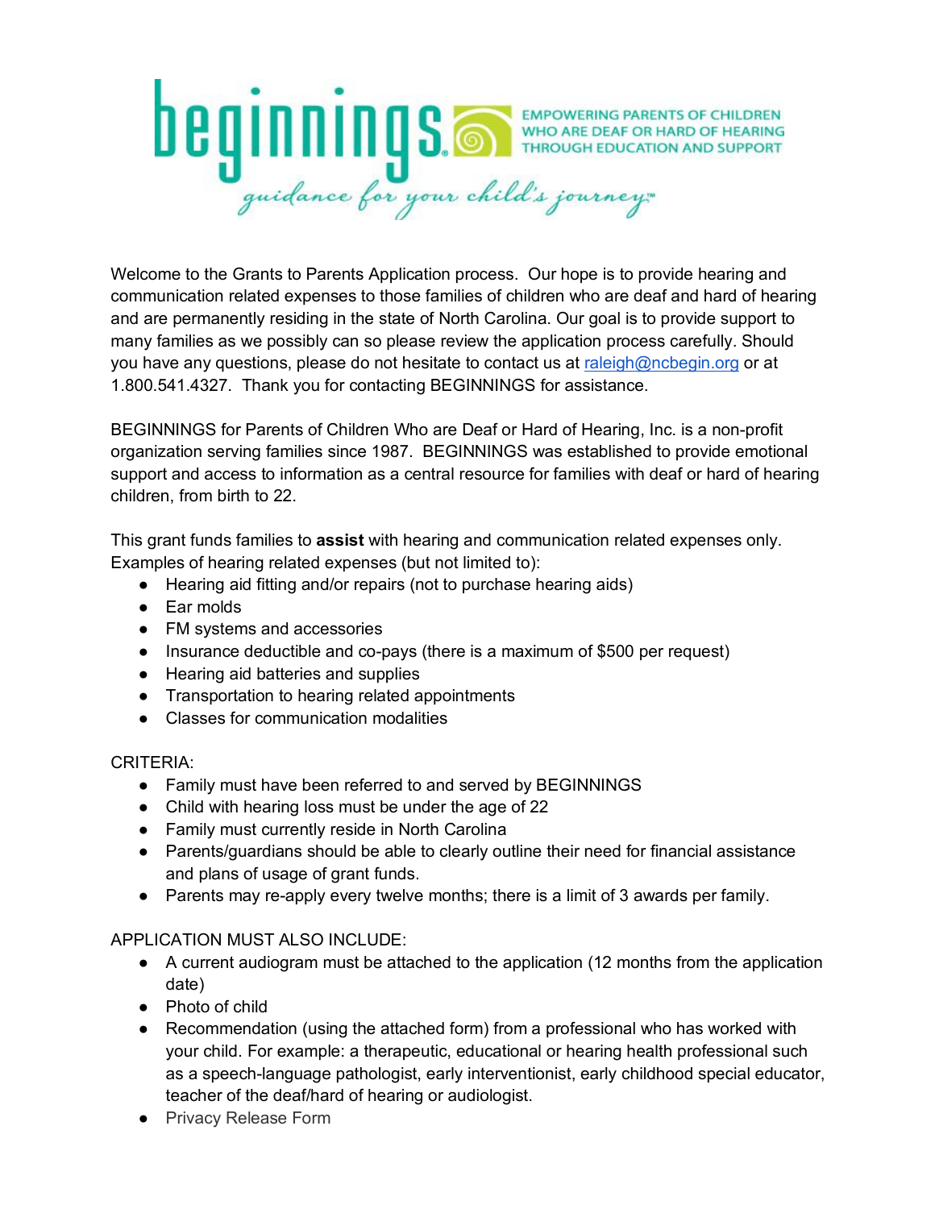# beginnings

EMPOWERING PARENTS OF CHILDREN WHO ARE DEAF OR HARD OF HEARING THROUGH EDUCATION AND SUPPORT

*guidance for your child's journey*™

Welcome to the Grants to Parents Application process. Our hope is to provide hearing and communication related expenses to those families of children who are deaf and hard of hearing and are permanently residing in the state of North Carolina. Our goal is to provide support to many families as we possibly can so please review the application process carefully. Should you have any questions, please do not hesitate to contact us at raleigh@ncbegin.org or at 1.800.541.4327. Thank you for contacting BEGINNINGS for assistance.

BEGINNINGS for Parents of Children Who are Deaf or Hard of Hearing, Inc. is a non-profit organization serving families since 1987. BEGINNINGS was established to provide emotional support and access to information as a central resource for families with deaf or hard of hearing children, from birth to 22.

This grant funds families to **assist** with hearing and communication related expenses only. Examples of hearing related expenses (but not limited to):

- Hearing aid fitting and/or repairs (not to purchase hearing aids)
- Ear molds
- FM systems and accessories
- Insurance deductible and co-pays (there is a maximum of $500 per request)
- Hearing aid batteries and supplies
- Transportation to hearing related appointments
- Classes for communication modalities

CRITERIA:

- Family must have been referred to and served by BEGINNINGS
- Child with hearing loss must be under the age of 22
- Family must currently reside in North Carolina
- Parents/guardians should be able to clearly outline their need for financial assistance and plans of usage of grant funds.
- Parents may re-apply every twelve months; there is a limit of 3 awards per family.

APPLICATION MUST ALSO INCLUDE:

- A current audiogram must be attached to the application (12 months from the application date)
- Photo of child
- Recommendation (using the attached form) from a professional who has worked with your child. For example: a therapeutic, educational or hearing health professional such as a speech-language pathologist, early interventionist, early childhood special educator, teacher of the deaf/hard of hearing or audiologist.
- Privacy Release Form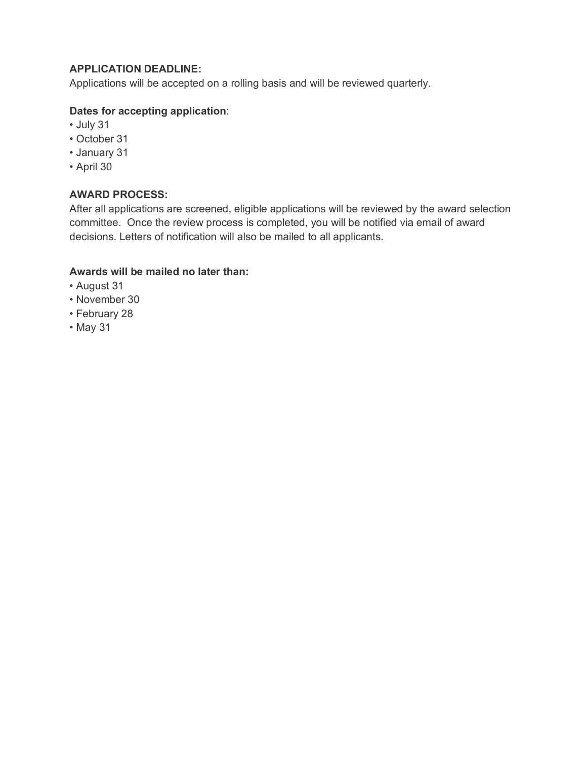**APPLICATION DEADLINE:**
Applications will be accepted on a rolling basis and will be reviewed quarterly.

**Dates for accepting application**:
- July 31
- October 31
- January 31
- April 30

**AWARD PROCESS:**
After all applications are screened, eligible applications will be reviewed by the award selection committee. Once the review process is completed, you will be notified via email of award decisions. Letters of notification will also be mailed to all applicants.

**Awards will be mailed no later than:**
- August 31
- November 30
- February 28
- May 31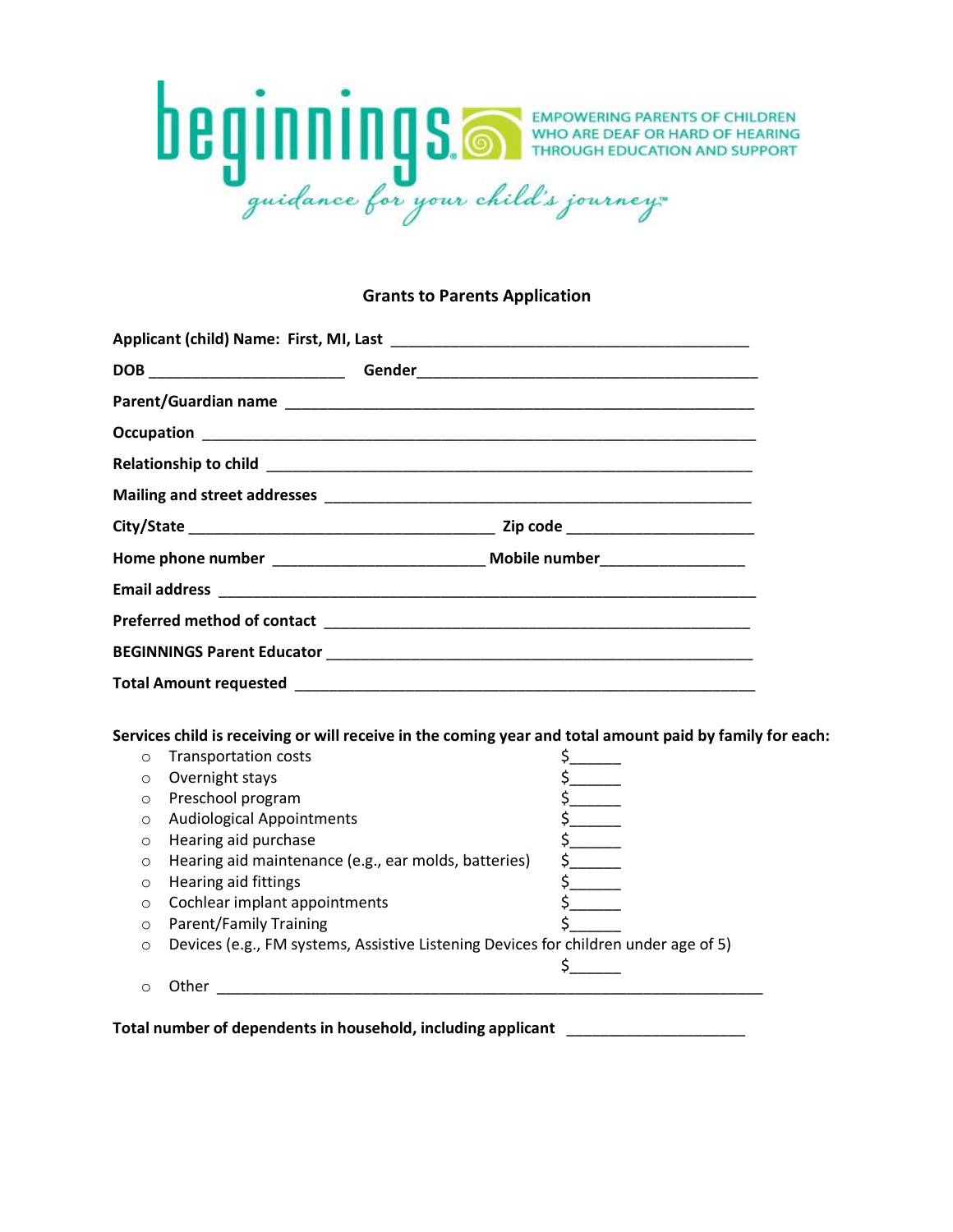beginnings

EMPOWERING PARENTS OF CHILDREN WHO ARE DEAF OR HARD OF HEARING THROUGH EDUCATION AND SUPPORT

*guidance for your child's journey™*

## Grants to Parents Application

**Applicant (child) Name: First, MI, Last** ___________________________________________

**DOB** _______________________ **Gender**________________________________________

**Parent/Guardian name** ________________________________________________________

**Occupation** _______________________________________________________________

**Relationship to child** ________________________________________________________

**Mailing and street addresses** __________________________________________________

**City/State** ____________________________________ **Zip code** ______________________

**Home phone number** _________________________ **Mobile number**________________

**Email address** ______________________________________________________________

**Preferred method of contact** __________________________________________________

**BEGINNINGS Parent Educator** __________________________________________________

**Total Amount requested** _____________________________________________________

**Services child is receiving or will receive in the coming year and total amount paid by family for each:**

- Transportation costs $______
- Overnight stays $______
- Preschool program $______
- Audiological Appointments $______
- Hearing aid purchase $______
- Hearing aid maintenance (e.g., ear molds, batteries) $______
- Hearing aid fittings $______
- Cochlear implant appointments $______
- Parent/Family Training $______
- Devices (e.g., FM systems, Assistive Listening Devices for children under age of 5) $______
- Other _________________________________________________________________

**Total number of dependents in household, including applicant** _____________________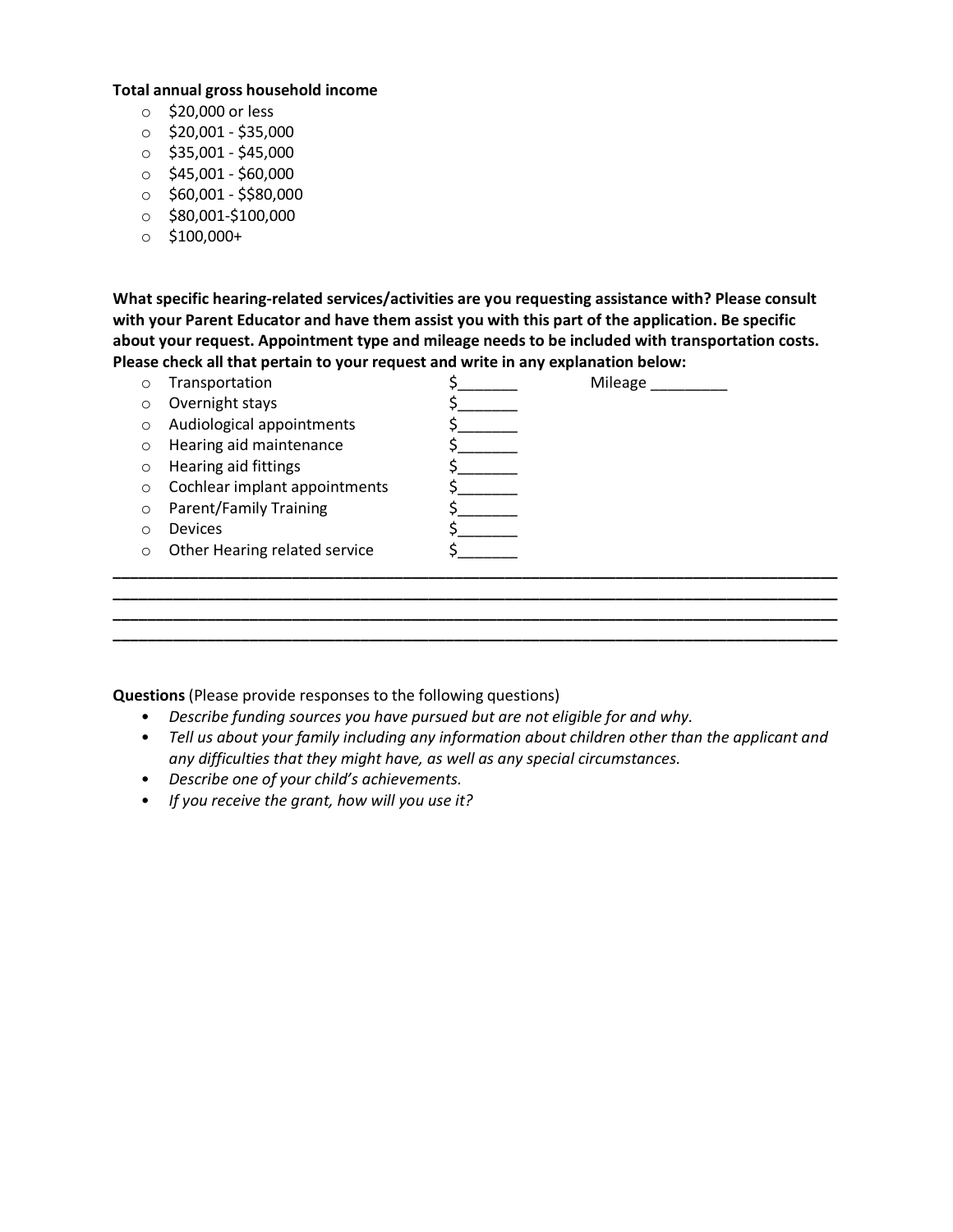**Total annual gross household income**

- $20,000 or less
- $20,001 - $35,000
- $35,001 - $45,000
- $45,001 - $60,000
- $60,001 - $$80,000
- $80,001-$100,000
- $100,000+

**What specific hearing-related services/activities are you requesting assistance with? Please consult with your Parent Educator and have them assist you with this part of the application. Be specific about your request. Appointment type and mileage needs to be included with transportation costs. Please check all that pertain to your request and write in any explanation below:**

- Transportation $_______ Mileage _________
- Overnight stays $_______
- Audiological appointments $_______
- Hearing aid maintenance $_______
- Hearing aid fittings $_______
- Cochlear implant appointments $_______
- Parent/Family Training $_______
- Devices $_______
- Other Hearing related service $_______

______________________________________________________________________________________
______________________________________________________________________________________
______________________________________________________________________________________
______________________________________________________________________________________

**Questions** (Please provide responses to the following questions)

- *Describe funding sources you have pursued but are not eligible for and why.*
- *Tell us about your family including any information about children other than the applicant and any difficulties that they might have, as well as any special circumstances.*
- *Describe one of your child's achievements.*
- *If you receive the grant, how will you use it?*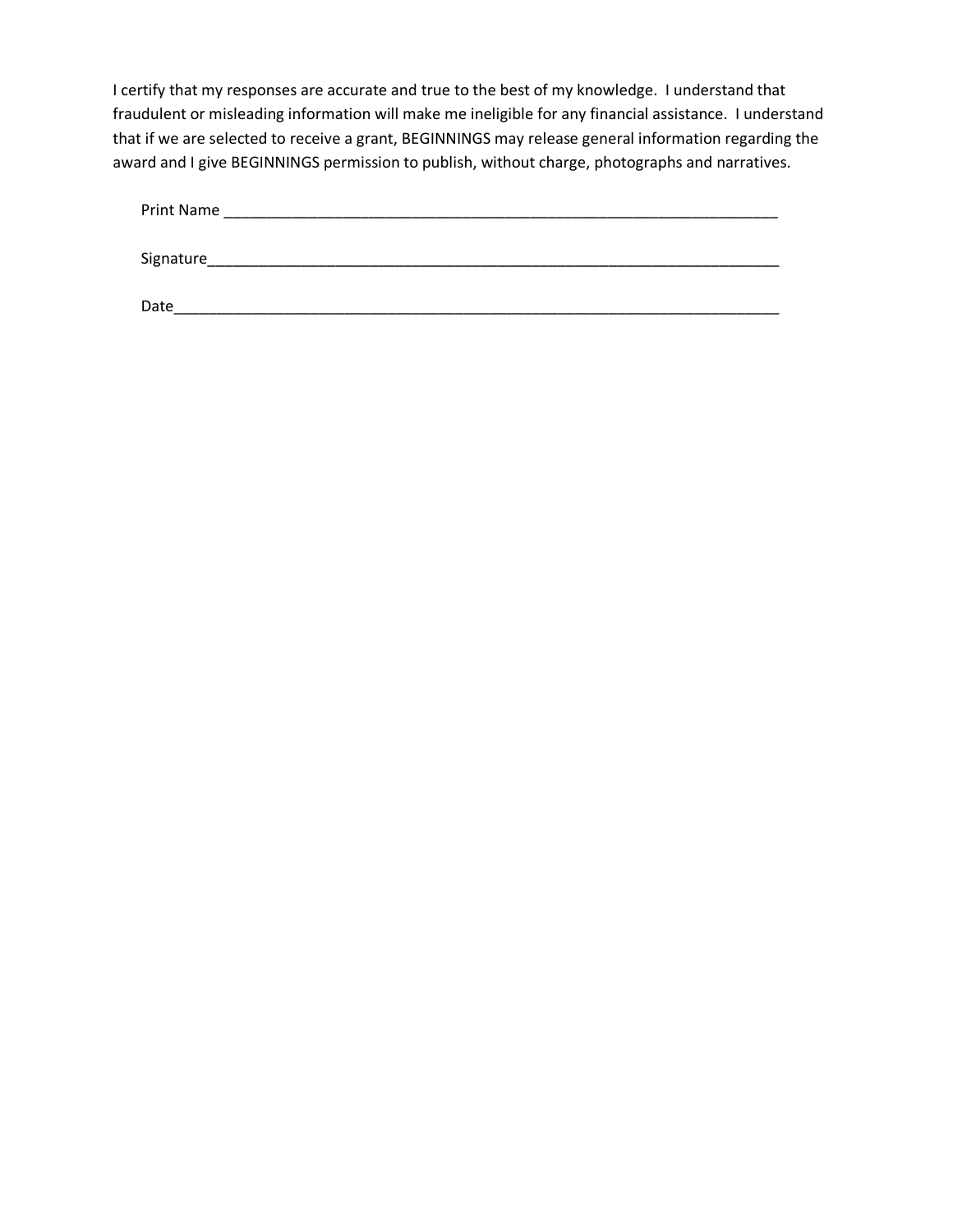I certify that my responses are accurate and true to the best of my knowledge. I understand that fraudulent or misleading information will make me ineligible for any financial assistance. I understand that if we are selected to receive a grant, BEGINNINGS may release general information regarding the award and I give BEGINNINGS permission to publish, without charge, photographs and narratives.

Print Name ____________________________________________________________________

Signature______________________________________________________________________

Date__________________________________________________________________________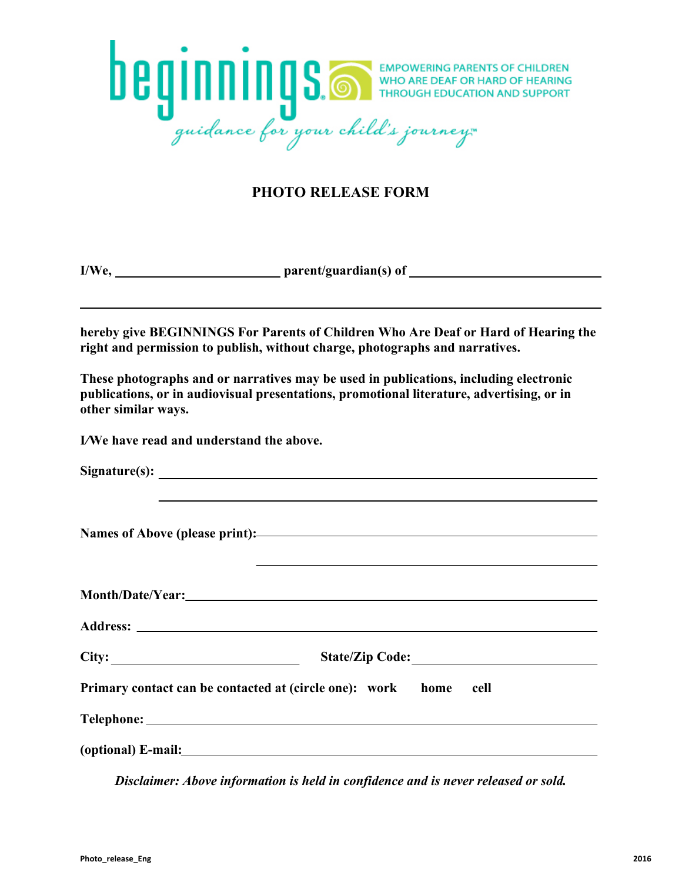beginnings

EMPOWERING PARENTS OF CHILDREN WHO ARE DEAF OR HARD OF HEARING THROUGH EDUCATION AND SUPPORT

*guidance for your child's journey™*

# PHOTO RELEASE FORM

**I/We, \_\_\_\_\_\_\_\_\_\_\_\_\_\_\_\_\_\_\_\_\_\_\_\_ parent/guardian(s) of \_\_\_\_\_\_\_\_\_\_\_\_\_\_\_\_\_\_\_\_\_\_\_\_\_\_\_\_**

**\_\_\_\_\_\_\_\_\_\_\_\_\_\_\_\_\_\_\_\_\_\_\_\_\_\_\_\_\_\_\_\_\_\_\_\_\_\_\_\_\_\_\_\_\_\_\_\_\_\_\_\_\_\_\_\_\_\_\_\_\_\_\_\_\_\_\_\_\_\_\_\_\_\_**

**hereby give BEGINNINGS For Parents of Children Who Are Deaf or Hard of Hearing the right and permission to publish, without charge, photographs and narratives.**

**These photographs and or narratives may be used in publications, including electronic publications, or in audiovisual presentations, promotional literature, advertising, or in other similar ways.**

**I/We have read and understand the above.**

**Signature(s): \_\_\_\_\_\_\_\_\_\_\_\_\_\_\_\_\_\_\_\_\_\_\_\_\_\_\_\_\_\_\_\_\_\_\_\_\_\_\_\_\_\_\_\_\_\_\_\_\_\_\_\_\_\_\_\_\_\_\_\_**

**\_\_\_\_\_\_\_\_\_\_\_\_\_\_\_\_\_\_\_\_\_\_\_\_\_\_\_\_\_\_\_\_\_\_\_\_\_\_\_\_\_\_\_\_\_\_\_\_\_\_\_\_\_\_\_\_\_\_\_\_**

**Names of Above (please print):\_\_\_\_\_\_\_\_\_\_\_\_\_\_\_\_\_\_\_\_\_\_\_\_\_\_\_\_\_\_\_\_\_\_\_\_\_\_\_\_\_\_\_\_\_\_**

**\_\_\_\_\_\_\_\_\_\_\_\_\_\_\_\_\_\_\_\_\_\_\_\_\_\_\_\_\_\_\_\_\_\_\_\_\_\_\_\_\_\_\_\_\_\_**

**Month/Date/Year:\_\_\_\_\_\_\_\_\_\_\_\_\_\_\_\_\_\_\_\_\_\_\_\_\_\_\_\_\_\_\_\_\_\_\_\_\_\_\_\_\_\_\_\_\_\_\_\_\_\_\_\_\_\_\_\_\_\_**

**Address: \_\_\_\_\_\_\_\_\_\_\_\_\_\_\_\_\_\_\_\_\_\_\_\_\_\_\_\_\_\_\_\_\_\_\_\_\_\_\_\_\_\_\_\_\_\_\_\_\_\_\_\_\_\_\_\_\_\_\_\_\_\_\_\_\_**

**City: \_\_\_\_\_\_\_\_\_\_\_\_\_\_\_\_\_\_\_\_\_\_\_\_\_\_\_ State/Zip Code:\_\_\_\_\_\_\_\_\_\_\_\_\_\_\_\_\_\_\_\_\_\_\_\_\_\_\_\_**

**Primary contact can be contacted at (circle one): work home cell**

**Telephone: \_\_\_\_\_\_\_\_\_\_\_\_\_\_\_\_\_\_\_\_\_\_\_\_\_\_\_\_\_\_\_\_\_\_\_\_\_\_\_\_\_\_\_\_\_\_\_\_\_\_\_\_\_\_\_\_\_\_\_\_\_\_\_**

**(optional) E-mail:\_\_\_\_\_\_\_\_\_\_\_\_\_\_\_\_\_\_\_\_\_\_\_\_\_\_\_\_\_\_\_\_\_\_\_\_\_\_\_\_\_\_\_\_\_\_\_\_\_\_\_\_\_\_\_\_\_\_\_**

***Disclaimer: Above information is held in confidence and is never released or sold.***

Photo_release_Eng 2016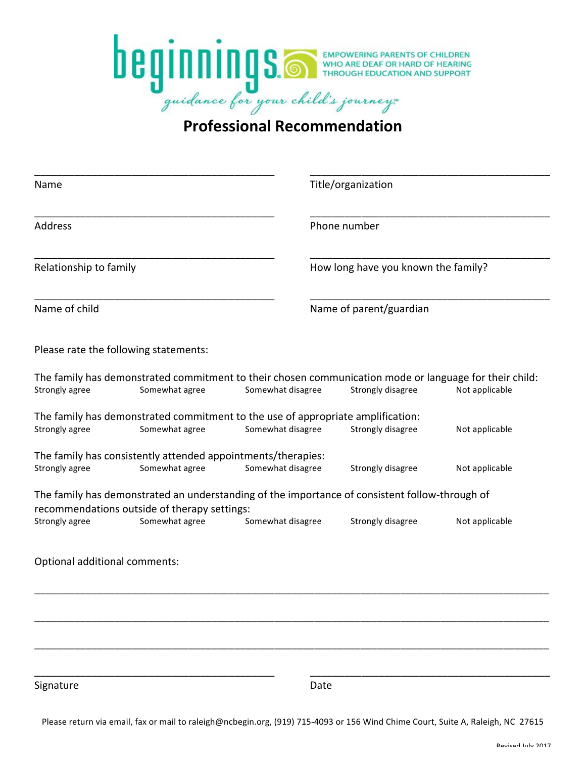beginnings

EMPOWERING PARENTS OF CHILDREN WHO ARE DEAF OR HARD OF HEARING THROUGH EDUCATION AND SUPPORT

*guidance for your child's journey™*

# Professional Recommendation

\_\_\_\_\_\_\_\_\_\_\_\_\_\_\_\_\_\_\_\_\_\_\_\_\_\_\_\_\_\_\_\_\_\_\_\_\_\_\_\_
Name

\_\_\_\_\_\_\_\_\_\_\_\_\_\_\_\_\_\_\_\_\_\_\_\_\_\_\_\_\_\_\_\_\_\_\_\_\_\_\_\_
Title/organization

\_\_\_\_\_\_\_\_\_\_\_\_\_\_\_\_\_\_\_\_\_\_\_\_\_\_\_\_\_\_\_\_\_\_\_\_\_\_\_\_
Address

\_\_\_\_\_\_\_\_\_\_\_\_\_\_\_\_\_\_\_\_\_\_\_\_\_\_\_\_\_\_\_\_\_\_\_\_\_\_\_\_
Phone number

\_\_\_\_\_\_\_\_\_\_\_\_\_\_\_\_\_\_\_\_\_\_\_\_\_\_\_\_\_\_\_\_\_\_\_\_\_\_\_\_
Relationship to family

\_\_\_\_\_\_\_\_\_\_\_\_\_\_\_\_\_\_\_\_\_\_\_\_\_\_\_\_\_\_\_\_\_\_\_\_\_\_\_\_
How long have you known the family?

\_\_\_\_\_\_\_\_\_\_\_\_\_\_\_\_\_\_\_\_\_\_\_\_\_\_\_\_\_\_\_\_\_\_\_\_\_\_\_\_
Name of child

\_\_\_\_\_\_\_\_\_\_\_\_\_\_\_\_\_\_\_\_\_\_\_\_\_\_\_\_\_\_\_\_\_\_\_\_\_\_\_\_
Name of parent/guardian

Please rate the following statements:

The family has demonstrated commitment to their chosen communication mode or language for their child:
Strongly agree    Somewhat agree    Somewhat disagree    Strongly disagree    Not applicable

The family has demonstrated commitment to the use of appropriate amplification:
Strongly agree    Somewhat agree    Somewhat disagree    Strongly disagree    Not applicable

The family has consistently attended appointments/therapies:
Strongly agree    Somewhat agree    Somewhat disagree    Strongly disagree    Not applicable

The family has demonstrated an understanding of the importance of consistent follow-through of recommendations outside of therapy settings:
Strongly agree    Somewhat agree    Somewhat disagree    Strongly disagree    Not applicable

Optional additional comments:

\_\_\_\_\_\_\_\_\_\_\_\_\_\_\_\_\_\_\_\_\_\_\_\_\_\_\_\_\_\_\_\_\_\_\_\_\_\_\_\_\_\_\_\_\_\_\_\_\_\_\_\_\_\_\_\_\_\_\_\_\_\_\_\_\_\_\_\_\_\_\_\_\_\_\_\_\_\_

\_\_\_\_\_\_\_\_\_\_\_\_\_\_\_\_\_\_\_\_\_\_\_\_\_\_\_\_\_\_\_\_\_\_\_\_\_\_\_\_\_\_\_\_\_\_\_\_\_\_\_\_\_\_\_\_\_\_\_\_\_\_\_\_\_\_\_\_\_\_\_\_\_\_\_\_\_\_

\_\_\_\_\_\_\_\_\_\_\_\_\_\_\_\_\_\_\_\_\_\_\_\_\_\_\_\_\_\_\_\_\_\_\_\_\_\_\_\_\_\_\_\_\_\_\_\_\_\_\_\_\_\_\_\_\_\_\_\_\_\_\_\_\_\_\_\_\_\_\_\_\_\_\_\_\_\_

\_\_\_\_\_\_\_\_\_\_\_\_\_\_\_\_\_\_\_\_\_\_\_\_\_\_\_\_\_\_\_\_\_\_\_\_\_\_\_\_
Signature

\_\_\_\_\_\_\_\_\_\_\_\_\_\_\_\_\_\_\_\_\_\_\_\_\_\_\_\_\_\_\_\_\_\_\_\_\_\_\_\_
Date

Please return via email, fax or mail to raleigh@ncbegin.org, (919) 715-4093 or 156 Wind Chime Court, Suite A, Raleigh, NC 27615

Revised July 2017